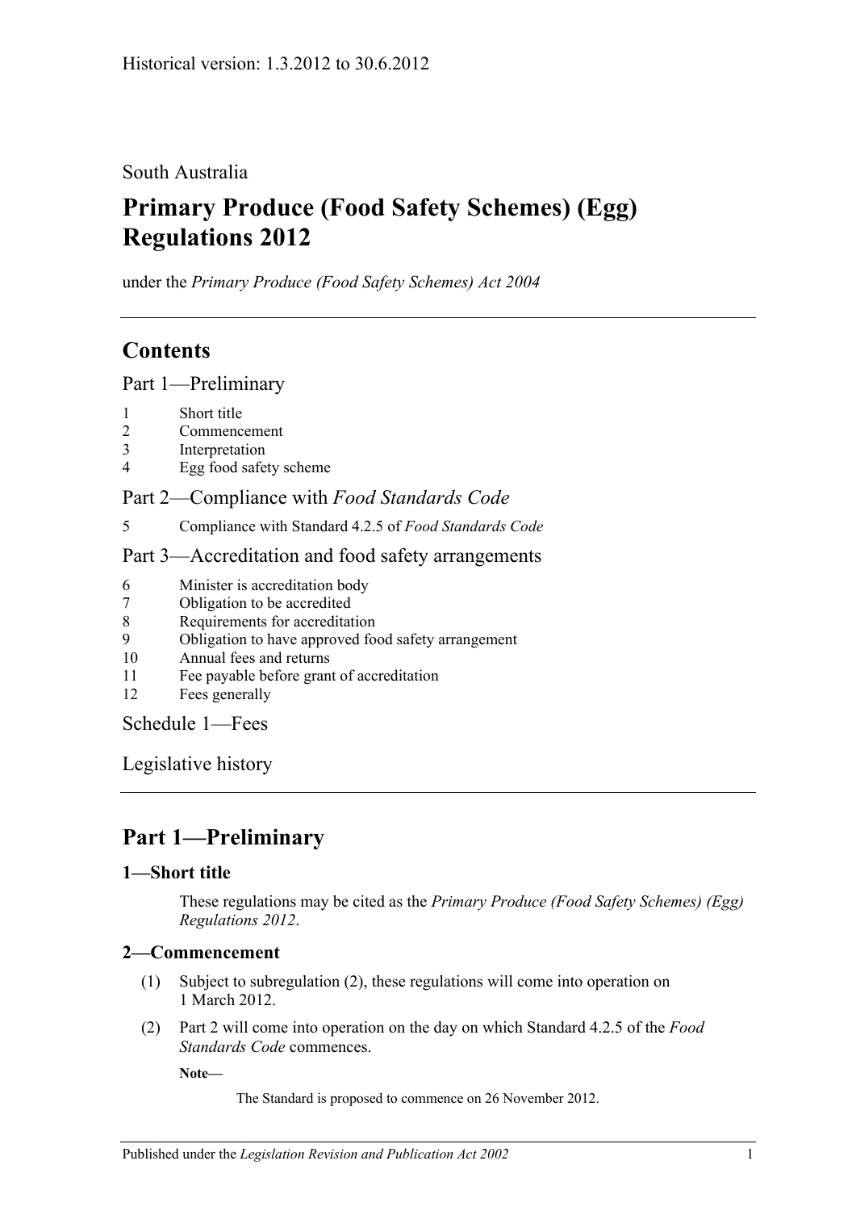Historical version: 1.3.2012 to 30.6.2012

South Australia

# Primary Produce (Food Safety Schemes) (Egg) Regulations 2012

under the *Primary Produce (Food Safety Schemes) Act 2004*

## Contents

Part 1—Preliminary

1 Short title
2 Commencement
3 Interpretation
4 Egg food safety scheme

Part 2—Compliance with *Food Standards Code*

5 Compliance with Standard 4.2.5 of *Food Standards Code*

Part 3—Accreditation and food safety arrangements

6 Minister is accreditation body
7 Obligation to be accredited
8 Requirements for accreditation
9 Obligation to have approved food safety arrangement
10 Annual fees and returns
11 Fee payable before grant of accreditation
12 Fees generally

Schedule 1—Fees

Legislative history

## Part 1—Preliminary

### 1—Short title

These regulations may be cited as the *Primary Produce (Food Safety Schemes) (Egg) Regulations 2012*.

### 2—Commencement

(1) Subject to subregulation (2), these regulations will come into operation on 1 March 2012.

(2) Part 2 will come into operation on the day on which Standard 4.2.5 of the *Food Standards Code* commences.

**Note—**

The Standard is proposed to commence on 26 November 2012.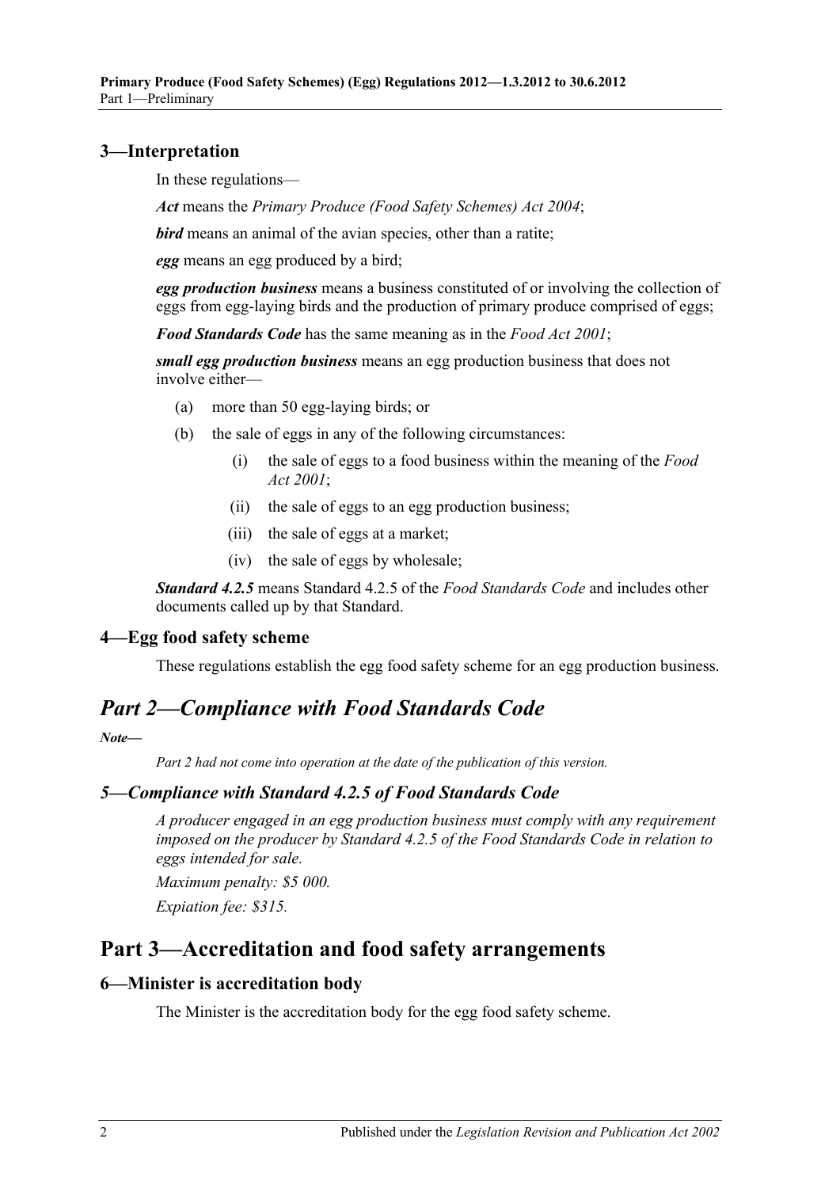## 3—Interpretation

In these regulations—

***Act*** means the *Primary Produce (Food Safety Schemes) Act 2004*;

***bird*** means an animal of the avian species, other than a ratite;

***egg*** means an egg produced by a bird;

***egg production business*** means a business constituted of or involving the collection of eggs from egg-laying birds and the production of primary produce comprised of eggs;

***Food Standards Code*** has the same meaning as in the *Food Act 2001*;

***small egg production business*** means an egg production business that does not involve either—

- (a) more than 50 egg-laying birds; or
- (b) the sale of eggs in any of the following circumstances:
  - (i) the sale of eggs to a food business within the meaning of the *Food Act 2001*;
  - (ii) the sale of eggs to an egg production business;
  - (iii) the sale of eggs at a market;
  - (iv) the sale of eggs by wholesale;

***Standard 4.2.5*** means Standard 4.2.5 of the *Food Standards Code* and includes other documents called up by that Standard.

## 4—Egg food safety scheme

These regulations establish the egg food safety scheme for an egg production business.

# *Part 2—Compliance with Food Standards Code*

***Note—***

*Part 2 had not come into operation at the date of the publication of this version.*

## *5—Compliance with Standard 4.2.5 of Food Standards Code*

*A producer engaged in an egg production business must comply with any requirement imposed on the producer by Standard 4.2.5 of the Food Standards Code in relation to eggs intended for sale.*

*Maximum penalty: $5 000.*

*Expiation fee: $315.*

# Part 3—Accreditation and food safety arrangements

## 6—Minister is accreditation body

The Minister is the accreditation body for the egg food safety scheme.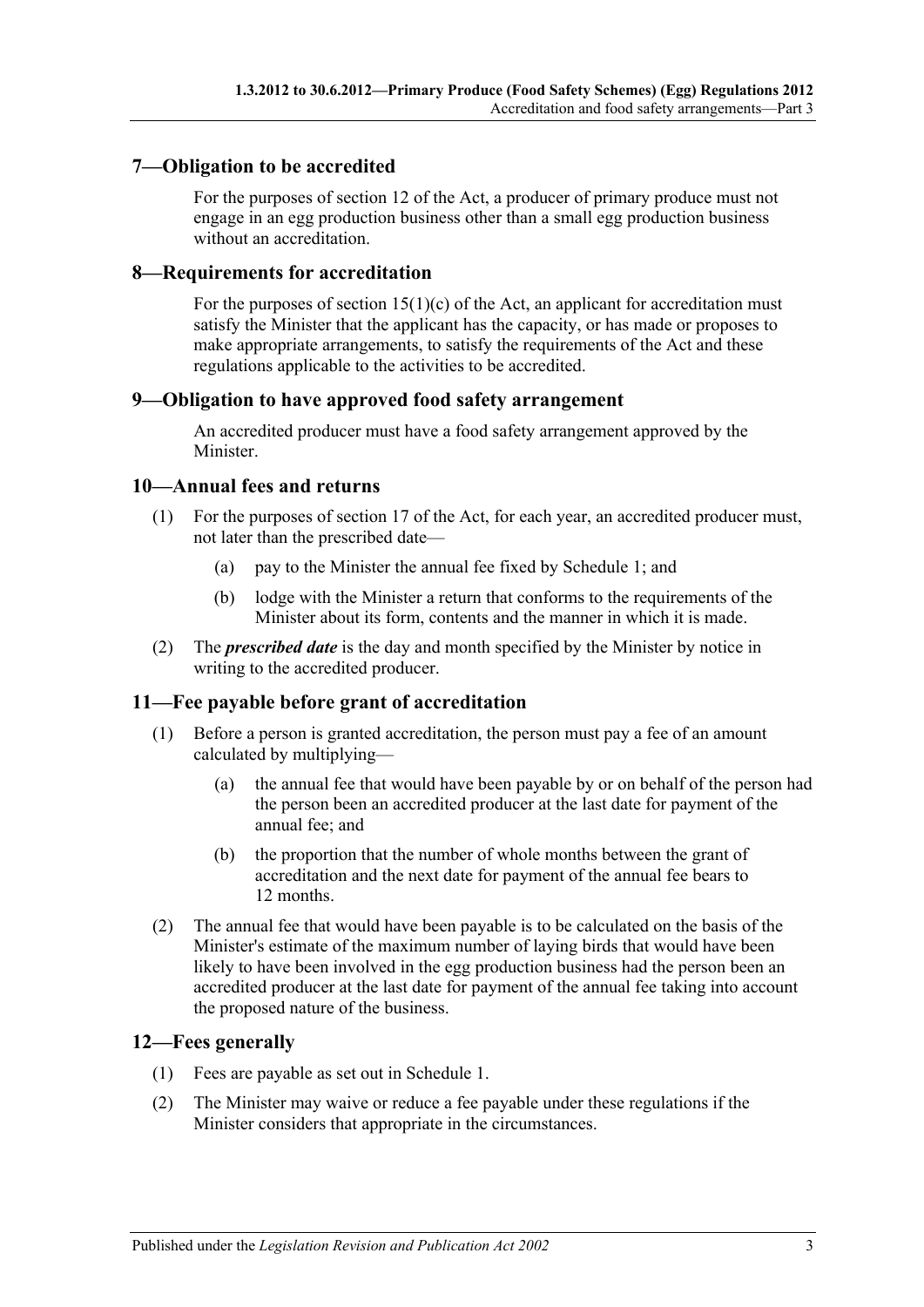## 7—Obligation to be accredited

For the purposes of section 12 of the Act, a producer of primary produce must not engage in an egg production business other than a small egg production business without an accreditation.

## 8—Requirements for accreditation

For the purposes of section 15(1)(c) of the Act, an applicant for accreditation must satisfy the Minister that the applicant has the capacity, or has made or proposes to make appropriate arrangements, to satisfy the requirements of the Act and these regulations applicable to the activities to be accredited.

## 9—Obligation to have approved food safety arrangement

An accredited producer must have a food safety arrangement approved by the Minister.

## 10—Annual fees and returns

(1) For the purposes of section 17 of the Act, for each year, an accredited producer must, not later than the prescribed date—

(a) pay to the Minister the annual fee fixed by Schedule 1; and

(b) lodge with the Minister a return that conforms to the requirements of the Minister about its form, contents and the manner in which it is made.

(2) The ***prescribed date*** is the day and month specified by the Minister by notice in writing to the accredited producer.

## 11—Fee payable before grant of accreditation

(1) Before a person is granted accreditation, the person must pay a fee of an amount calculated by multiplying—

(a) the annual fee that would have been payable by or on behalf of the person had the person been an accredited producer at the last date for payment of the annual fee; and

(b) the proportion that the number of whole months between the grant of accreditation and the next date for payment of the annual fee bears to 12 months.

(2) The annual fee that would have been payable is to be calculated on the basis of the Minister's estimate of the maximum number of laying birds that would have been likely to have been involved in the egg production business had the person been an accredited producer at the last date for payment of the annual fee taking into account the proposed nature of the business.

## 12—Fees generally

(1) Fees are payable as set out in Schedule 1.

(2) The Minister may waive or reduce a fee payable under these regulations if the Minister considers that appropriate in the circumstances.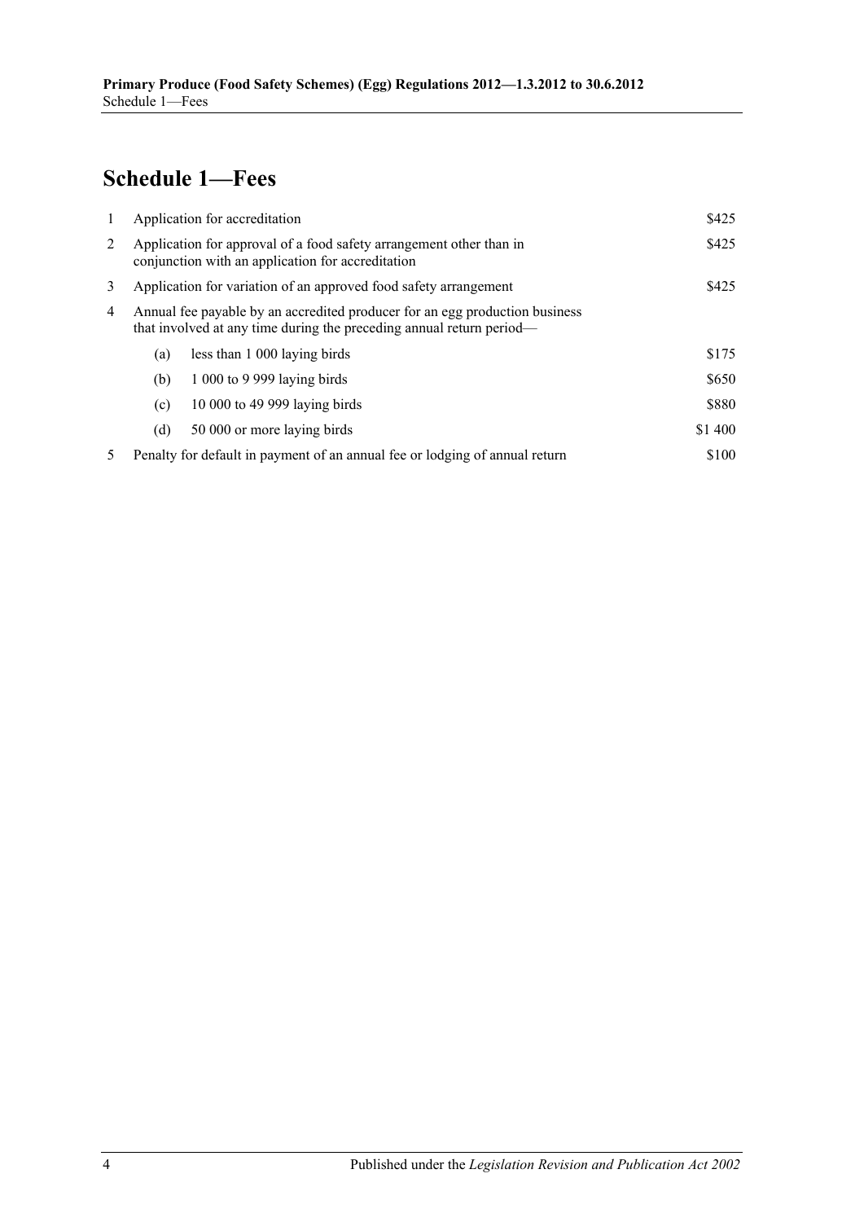## Schedule 1—Fees

| | | |
|---|---|---|
| 1 | Application for accreditation | \$425 |
| 2 | Application for approval of a food safety arrangement other than in conjunction with an application for accreditation | \$425 |
| 3 | Application for variation of an approved food safety arrangement | \$425 |
| 4 | Annual fee payable by an accredited producer for an egg production business that involved at any time during the preceding annual return period— | |
| | (a) less than 1 000 laying birds | \$175 |
| | (b) 1 000 to 9 999 laying birds | \$650 |
| | (c) 10 000 to 49 999 laying birds | \$880 |
| | (d) 50 000 or more laying birds | \$1 400 |
| 5 | Penalty for default in payment of an annual fee or lodging of annual return | \$100 |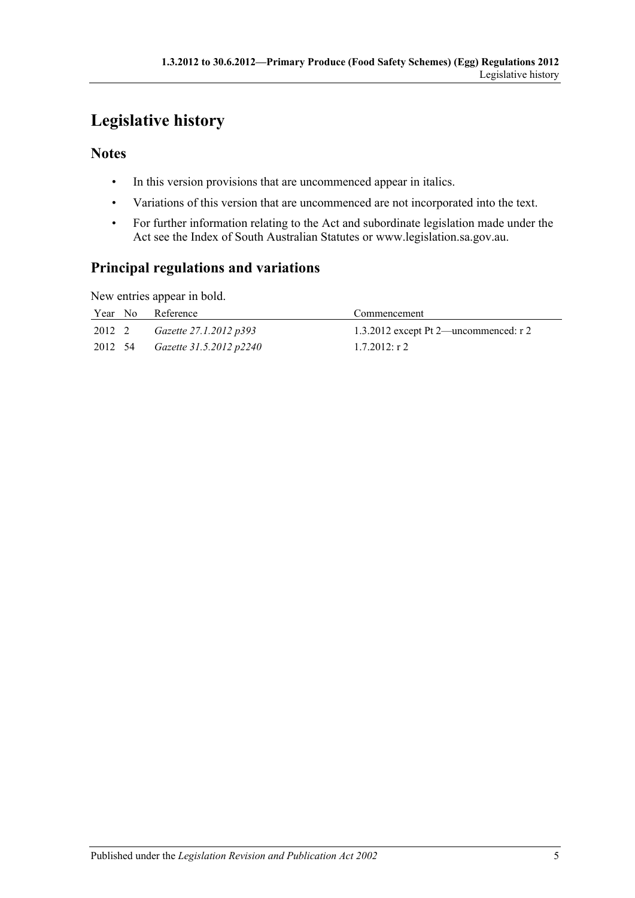# Legislative history

## Notes

- In this version provisions that are uncommenced appear in italics.
- Variations of this version that are uncommenced are not incorporated into the text.
- For further information relating to the Act and subordinate legislation made under the Act see the Index of South Australian Statutes or www.legislation.sa.gov.au.

## Principal regulations and variations

New entries appear in bold.

| Year | No | Reference | Commencement |
|---|---|---|---|
| 2012 | 2 | *Gazette 27.1.2012 p393* | 1.3.2012 except Pt 2—uncommenced: r 2 |
| 2012 | 54 | *Gazette 31.5.2012 p2240* | 1.7.2012: r 2 |